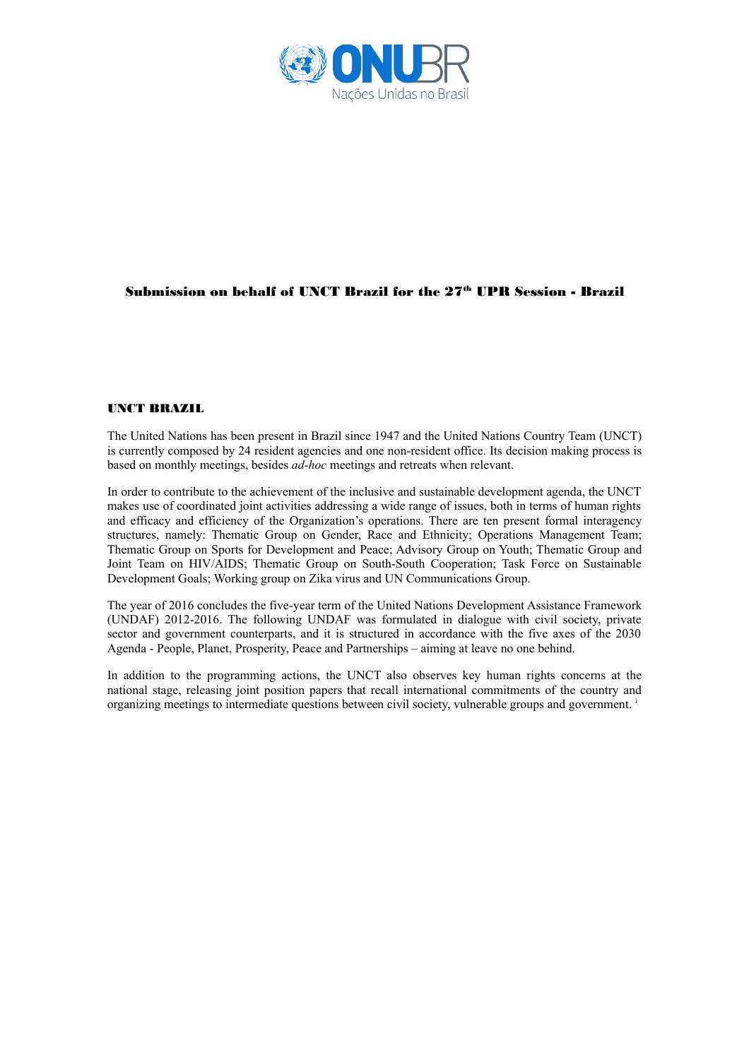# Submission on behalf of UNCT Brazil for the 27th UPR Session - Brazil

## UNCT BRAZIL

The United Nations has been present in Brazil since 1947 and the United Nations Country Team (UNCT) is currently composed by 24 resident agencies and one non-resident office. Its decision making process is based on monthly meetings, besides *ad-hoc* meetings and retreats when relevant.

In order to contribute to the achievement of the inclusive and sustainable development agenda, the UNCT makes use of coordinated joint activities addressing a wide range of issues, both in terms of human rights and efficacy and efficiency of the Organization's operations. There are ten present formal interagency structures, namely: Thematic Group on Gender, Race and Ethnicity; Operations Management Team; Thematic Group on Sports for Development and Peace; Advisory Group on Youth; Thematic Group and Joint Team on HIV/AIDS; Thematic Group on South-South Cooperation; Task Force on Sustainable Development Goals; Working group on Zika virus and UN Communications Group.

The year of 2016 concludes the five-year term of the United Nations Development Assistance Framework (UNDAF) 2012-2016. The following UNDAF was formulated in dialogue with civil society, private sector and government counterparts, and it is structured in accordance with the five axes of the 2030 Agenda - People, Planet, Prosperity, Peace and Partnerships – aiming at leave no one behind.

In addition to the programming actions, the UNCT also observes key human rights concerns at the national stage, releasing joint position papers that recall international commitments of the country and organizing meetings to intermediate questions between civil society, vulnerable groups and government. [i]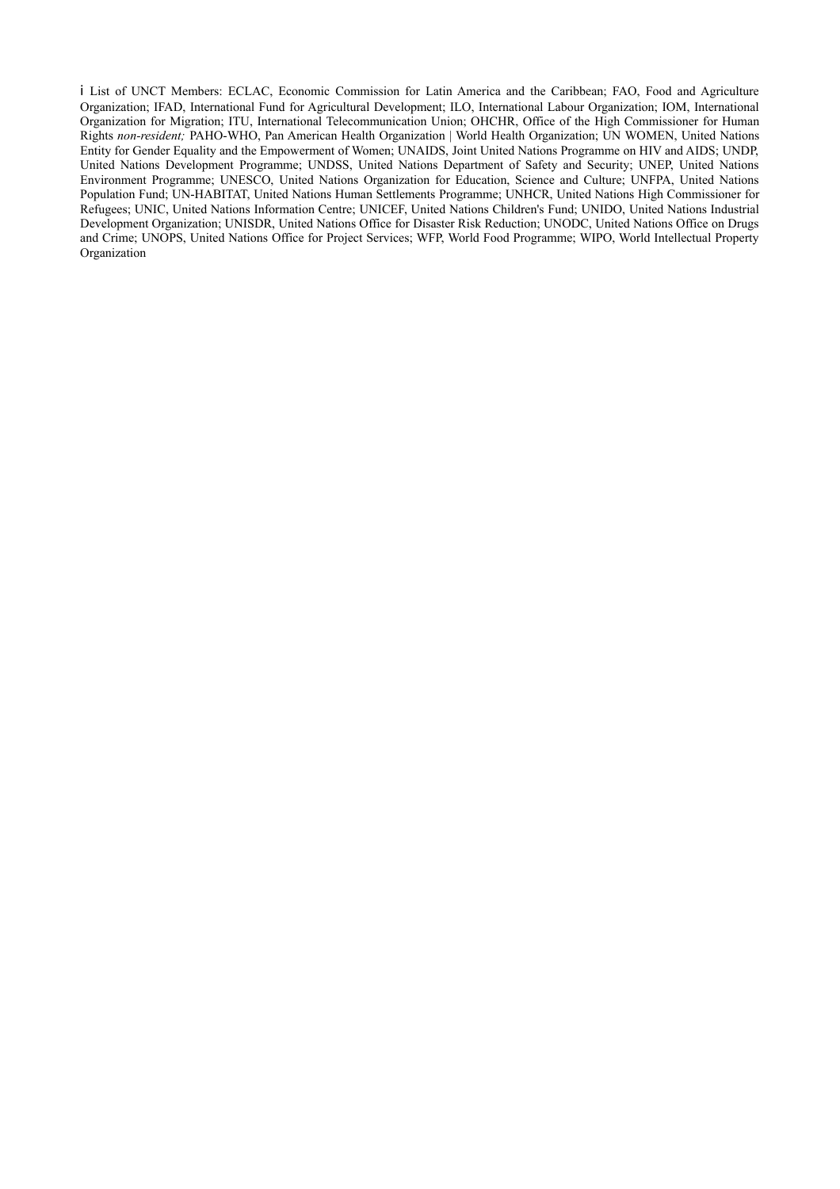i List of UNCT Members: ECLAC, Economic Commission for Latin America and the Caribbean; FAO, Food and Agriculture Organization; IFAD, International Fund for Agricultural Development; ILO, International Labour Organization; IOM, International Organization for Migration; ITU, International Telecommunication Union; OHCHR, Office of the High Commissioner for Human Rights *non-resident;* PAHO-WHO, Pan American Health Organization | World Health Organization; UN WOMEN, United Nations Entity for Gender Equality and the Empowerment of Women; UNAIDS, Joint United Nations Programme on HIV and AIDS; UNDP, United Nations Development Programme; UNDSS, United Nations Department of Safety and Security; UNEP, United Nations Environment Programme; UNESCO, United Nations Organization for Education, Science and Culture; UNFPA, United Nations Population Fund; UN-HABITAT, United Nations Human Settlements Programme; UNHCR, United Nations High Commissioner for Refugees; UNIC, United Nations Information Centre; UNICEF, United Nations Children's Fund; UNIDO, United Nations Industrial Development Organization; UNISDR, United Nations Office for Disaster Risk Reduction; UNODC, United Nations Office on Drugs and Crime; UNOPS, United Nations Office for Project Services; WFP, World Food Programme; WIPO, World Intellectual Property Organization